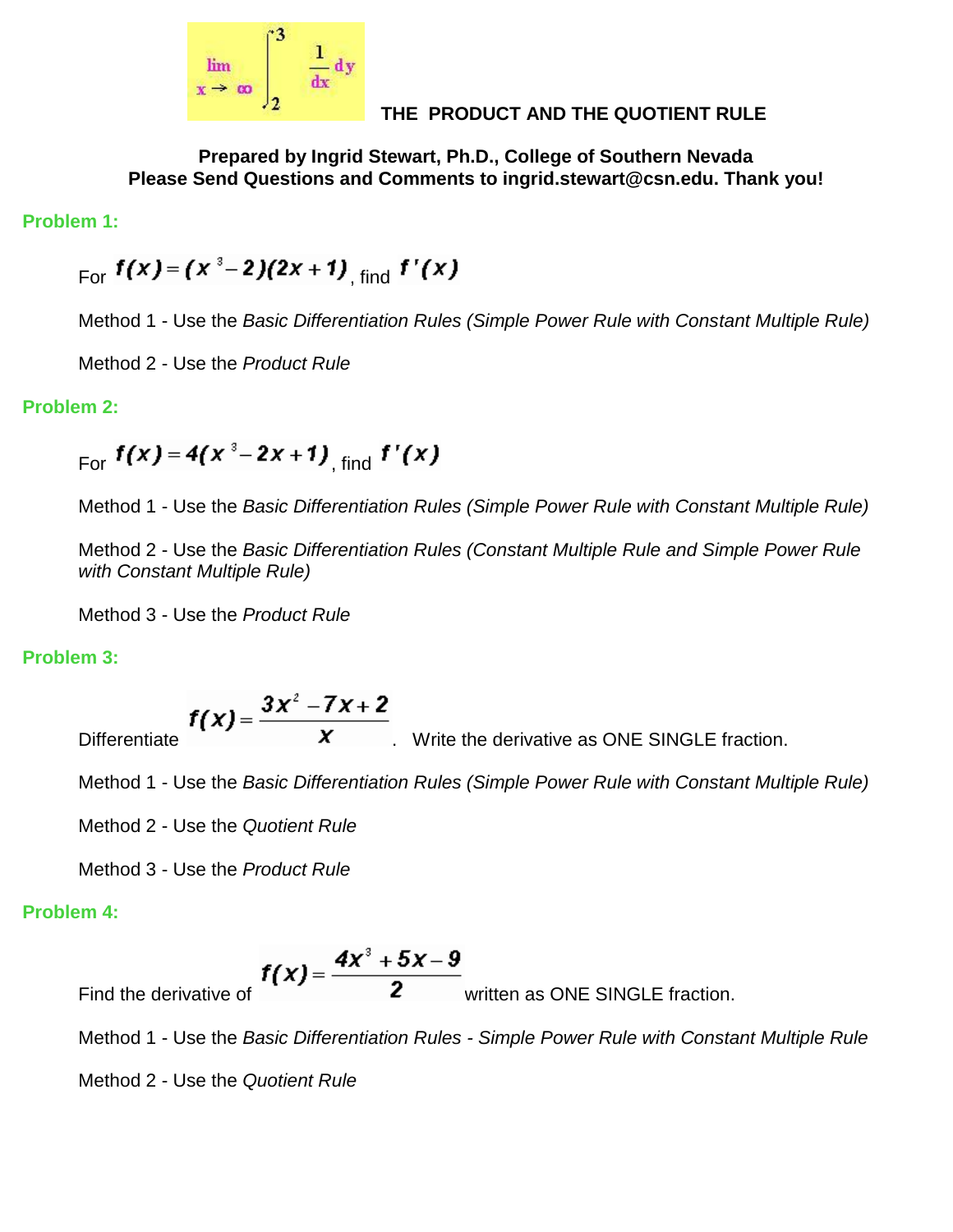# THE PRODUCT AND THE QUOTIENT RULE

**Prepared by Ingrid Stewart, Ph.D., College of Southern Nevada**
**Please Send Questions and Comments to ingrid.stewart@csn.edu. Thank you!**

## Problem 1:

For $f(x) = (x^3 - 2)(2x + 1)$, find $f'(x)$

Method 1 - Use the *Basic Differentiation Rules (Simple Power Rule with Constant Multiple Rule)*

Method 2 - Use the *Product Rule*

## Problem 2:

For $f(x) = 4(x^3 - 2x + 1)$, find $f'(x)$

Method 1 - Use the *Basic Differentiation Rules (Simple Power Rule with Constant Multiple Rule)*

Method 2 - Use the *Basic Differentiation Rules (Constant Multiple Rule and Simple Power Rule with Constant Multiple Rule)*

Method 3 - Use the *Product Rule*

## Problem 3:

Differentiate $f(x) = \dfrac{3x^2 - 7x + 2}{x}$. Write the derivative as ONE SINGLE fraction.

Method 1 - Use the *Basic Differentiation Rules (Simple Power Rule with Constant Multiple Rule)*

Method 2 - Use the *Quotient Rule*

Method 3 - Use the *Product Rule*

## Problem 4:

Find the derivative of $f(x) = \dfrac{4x^3 + 5x - 9}{2}$ written as ONE SINGLE fraction.

Method 1 - Use the *Basic Differentiation Rules - Simple Power Rule with Constant Multiple Rule*

Method 2 - Use the *Quotient Rule*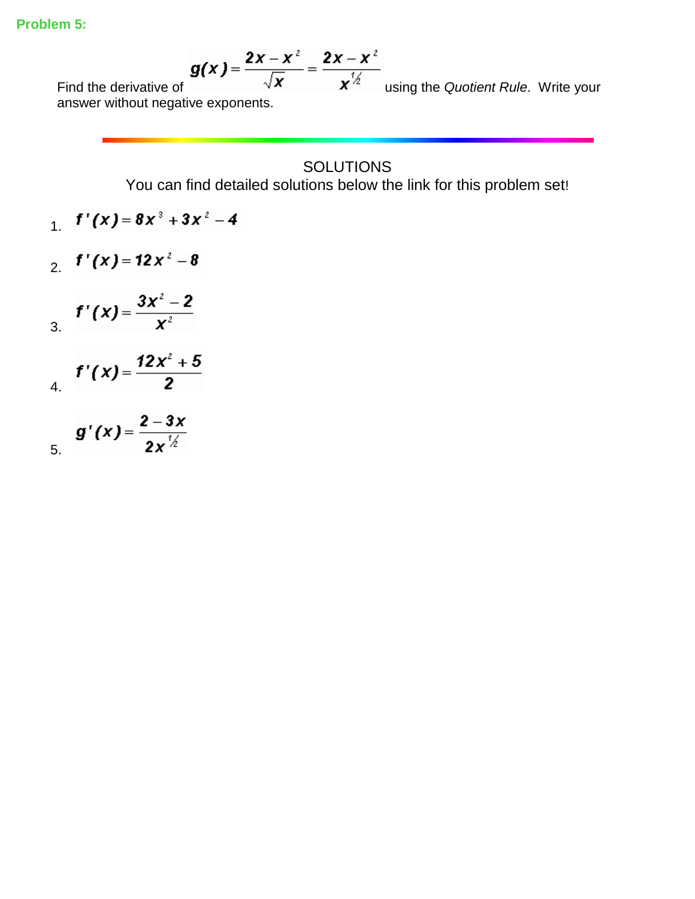**Problem 5:**

Find the derivative of $g(x) = \dfrac{2x - x^2}{\sqrt{x}} = \dfrac{2x - x^2}{x^{1/2}}$ using the *Quotient Rule*. Write your answer without negative exponents.

---

SOLUTIONS

You can find detailed solutions below the link for this problem set!

1. $f'(x) = 8x^3 + 3x^2 - 4$

2. $f'(x) = 12x^2 - 8$

3. $f'(x) = \dfrac{3x^2 - 2}{x^2}$

4. $f'(x) = \dfrac{12x^2 + 5}{2}$

5. $g'(x) = \dfrac{2 - 3x}{2x^{1/2}}$